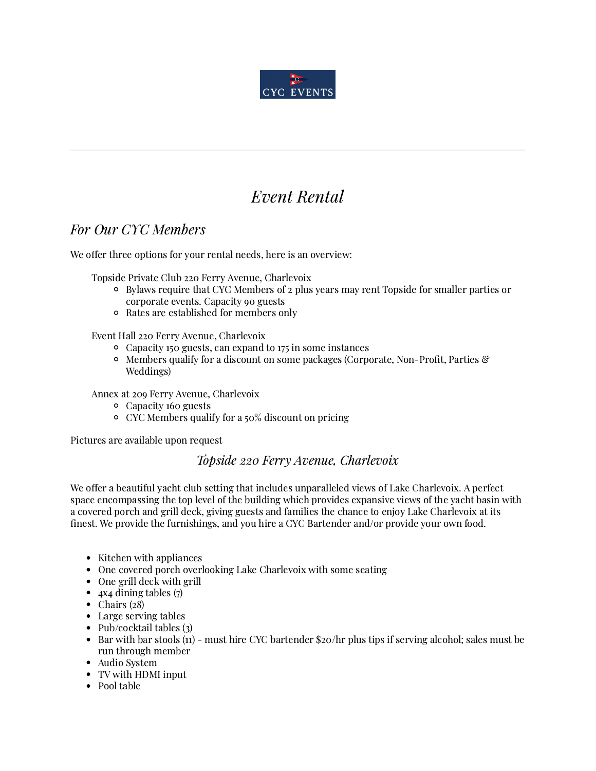CYC EVENTS

---

# *Event Rental*

## *For Our CYC Members*

We offer three options for your rental needs, here is an overview:

- Topside Private Club 220 Ferry Avenue, Charlevoix
  - Bylaws require that CYC Members of 2 plus years may rent Topside for smaller parties or corporate events. Capacity 90 guests
  - Rates are established for members only
- Event Hall 220 Ferry Avenue, Charlevoix
  - Capacity 150 guests, can expand to 175 in some instances
  - Members qualify for a discount on some packages (Corporate, Non-Profit, Parties & Weddings)
- Annex at 209 Ferry Avenue, Charlevoix
  - Capacity 160 guests
  - CYC Members qualify for a 50% discount on pricing

Pictures are available upon request

### *Topside 220 Ferry Avenue, Charlevoix*

We offer a beautiful yacht club setting that includes unparalleled views of Lake Charlevoix. A perfect space encompassing the top level of the building which provides expansive views of the yacht basin with a covered porch and grill deck, giving guests and families the chance to enjoy Lake Charlevoix at its finest. We provide the furnishings, and you hire a CYC Bartender and/or provide your own food.

- Kitchen with appliances
- One covered porch overlooking Lake Charlevoix with some seating
- One grill deck with grill
- 4x4 dining tables (7)
- Chairs (28)
- Large serving tables
- Pub/cocktail tables (3)
- Bar with bar stools (11) - must hire CYC bartender $20/hr plus tips if serving alcohol; sales must be run through member
- Audio System
- TV with HDMI input
- Pool table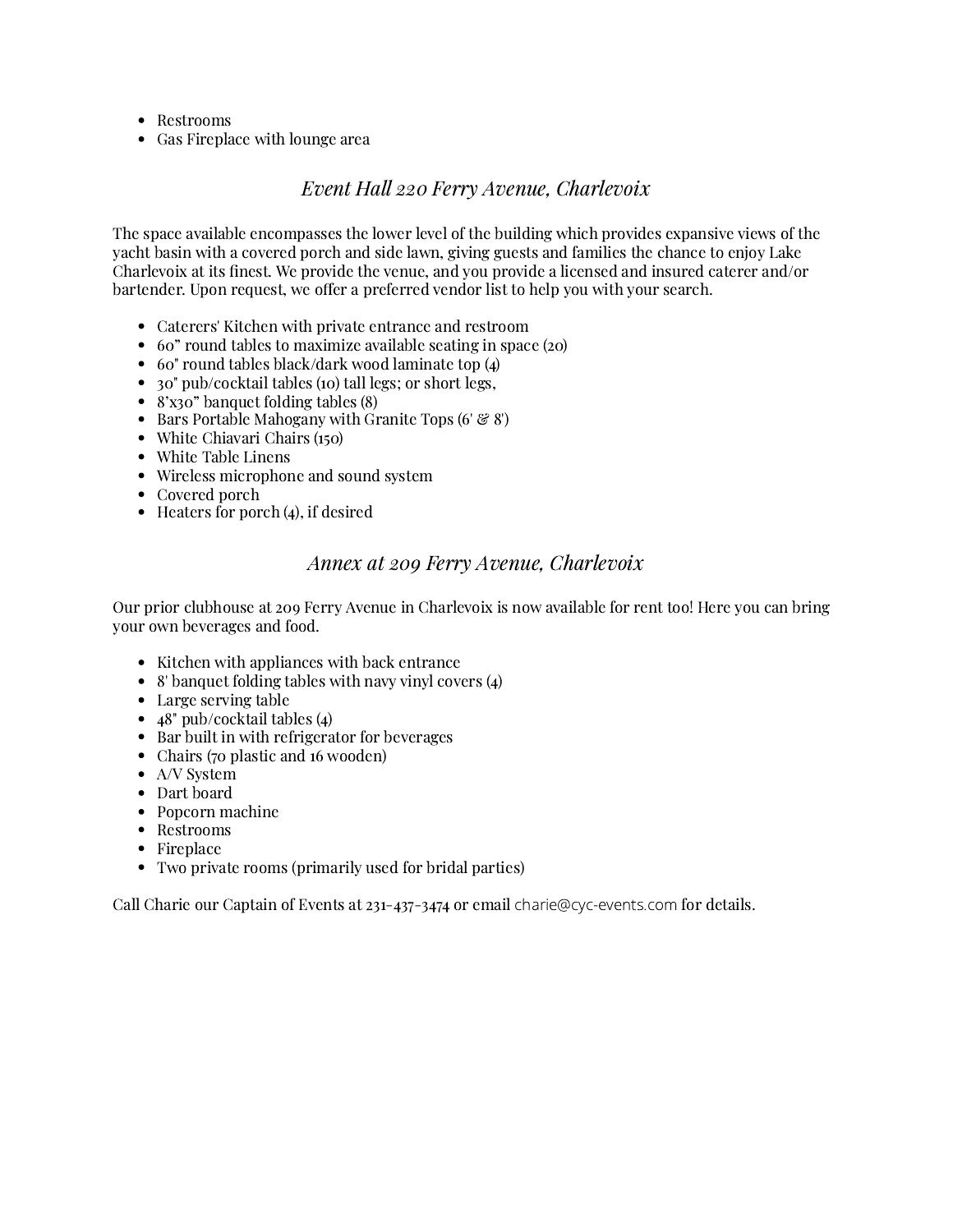- Restrooms
- Gas Fireplace with lounge area

## *Event Hall 220 Ferry Avenue, Charlevoix*

The space available encompasses the lower level of the building which provides expansive views of the yacht basin with a covered porch and side lawn, giving guests and families the chance to enjoy Lake Charlevoix at its finest. We provide the venue, and you provide a licensed and insured caterer and/or bartender. Upon request, we offer a preferred vendor list to help you with your search.

- Caterers' Kitchen with private entrance and restroom
- 60" round tables to maximize available seating in space (20)
- 60" round tables black/dark wood laminate top (4)
- 30" pub/cocktail tables (10) tall legs; or short legs,
- 8'x30" banquet folding tables (8)
- Bars Portable Mahogany with Granite Tops (6' & 8')
- White Chiavari Chairs (150)
- White Table Linens
- Wireless microphone and sound system
- Covered porch
- Heaters for porch (4), if desired

## *Annex at 209 Ferry Avenue, Charlevoix*

Our prior clubhouse at 209 Ferry Avenue in Charlevoix is now available for rent too! Here you can bring your own beverages and food.

- Kitchen with appliances with back entrance
- 8' banquet folding tables with navy vinyl covers (4)
- Large serving table
- 48" pub/cocktail tables (4)
- Bar built in with refrigerator for beverages
- Chairs (70 plastic and 16 wooden)
- A/V System
- Dart board
- Popcorn machine
- Restrooms
- Fireplace
- Two private rooms (primarily used for bridal parties)

Call Charie our Captain of Events at 231-437-3474 or email charie@cyc-events.com for details.